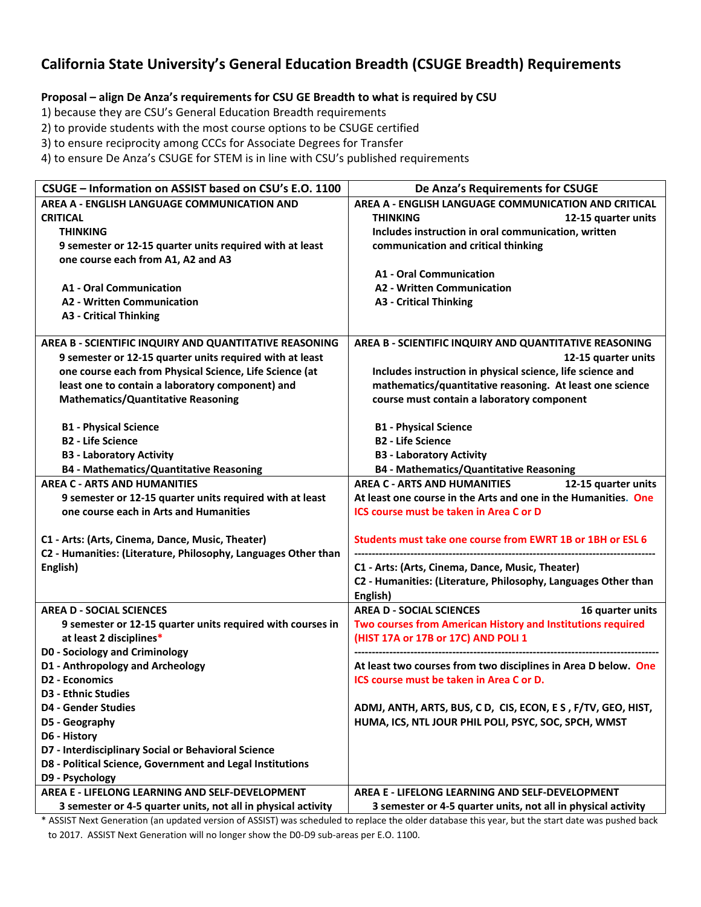# California State University's General Education Breadth (CSUGE Breadth) Requirements

**Proposal – align De Anza's requirements for CSU GE Breadth to what is required by CSU**

1) because they are CSU's General Education Breadth requirements
2) to provide students with the most course options to be CSUGE certified
3) to ensure reciprocity among CCCs for Associate Degrees for Transfer
4) to ensure De Anza's CSUGE for STEM is in line with CSU's published requirements

| CSUGE – Information on ASSIST based on CSU's E.O. 1100 | De Anza's Requirements for CSUGE |
|---|---|
| **AREA A - ENGLISH LANGUAGE COMMUNICATION AND CRITICAL THINKING**<br>**9 semester or 12-15 quarter units required with at least one course each from A1, A2 and A3**<br><br>**A1 - Oral Communication**<br>**A2 - Written Communication**<br>**A3 - Critical Thinking** | **AREA A - ENGLISH LANGUAGE COMMUNICATION AND CRITICAL THINKING 12-15 quarter units**<br>**Includes instruction in oral communication, written communication and critical thinking**<br><br>**A1 - Oral Communication**<br>**A2 - Written Communication**<br>**A3 - Critical Thinking** |
| **AREA B - SCIENTIFIC INQUIRY AND QUANTITATIVE REASONING**<br>**9 semester or 12-15 quarter units required with at least one course each from Physical Science, Life Science (at least one to contain a laboratory component) and Mathematics/Quantitative Reasoning**<br><br>**B1 - Physical Science**<br>**B2 - Life Science**<br>**B3 - Laboratory Activity**<br>**B4 - Mathematics/Quantitative Reasoning** | **AREA B - SCIENTIFIC INQUIRY AND QUANTITATIVE REASONING 12-15 quarter units**<br>**Includes instruction in physical science, life science and mathematics/quantitative reasoning. At least one science course must contain a laboratory component**<br><br>**B1 - Physical Science**<br>**B2 - Life Science**<br>**B3 - Laboratory Activity**<br>**B4 - Mathematics/Quantitative Reasoning** |
| **AREA C - ARTS AND HUMANITIES**<br>**9 semester or 12-15 quarter units required with at least one course each in Arts and Humanities**<br><br>**C1 - Arts: (Arts, Cinema, Dance, Music, Theater)**<br>**C2 - Humanities: (Literature, Philosophy, Languages Other than English)** | **AREA C - ARTS AND HUMANITIES 12-15 quarter units**<br>**At least one course in the Arts and one in the Humanities. One ICS course must be taken in Area C or D**<br><br>**Students must take one course from EWRT 1B or 1BH or ESL 6**<br>---------------------------------------------------------------------------------<br>**C1 - Arts: (Arts, Cinema, Dance, Music, Theater)**<br>**C2 - Humanities: (Literature, Philosophy, Languages Other than English)** |
| **AREA D - SOCIAL SCIENCES**<br>**9 semester or 12-15 quarter units required with courses in at least 2 disciplines***<br>**D0 - Sociology and Criminology**<br>**D1 - Anthropology and Archeology**<br>**D2 - Economics**<br>**D3 - Ethnic Studies**<br>**D4 - Gender Studies**<br>**D5 - Geography**<br>**D6 - History**<br>**D7 - Interdisciplinary Social or Behavioral Science**<br>**D8 - Political Science, Government and Legal Institutions**<br>**D9 - Psychology** | **AREA D - SOCIAL SCIENCES 16 quarter units**<br>**Two courses from American History and Institutions required (HIST 17A or 17B or 17C) AND POLI 1**<br>---------------------------------------------------------------------------------<br>**At least two courses from two disciplines in Area D below. One ICS course must be taken in Area C or D.**<br><br>**ADMJ, ANTH, ARTS, BUS, C D, CIS, ECON, E S, F/TV, GEO, HIST, HUMA, ICS, NTL JOUR PHIL POLI, PSYC, SOC, SPCH, WMST** |
| **AREA E - LIFELONG LEARNING AND SELF-DEVELOPMENT**<br>**3 semester or 4-5 quarter units, not all in physical activity** | **AREA E - LIFELONG LEARNING AND SELF-DEVELOPMENT**<br>**3 semester or 4-5 quarter units, not all in physical activity** |

\* ASSIST Next Generation (an updated version of ASSIST) was scheduled to replace the older database this year, but the start date was pushed back to 2017. ASSIST Next Generation will no longer show the D0-D9 sub-areas per E.O. 1100.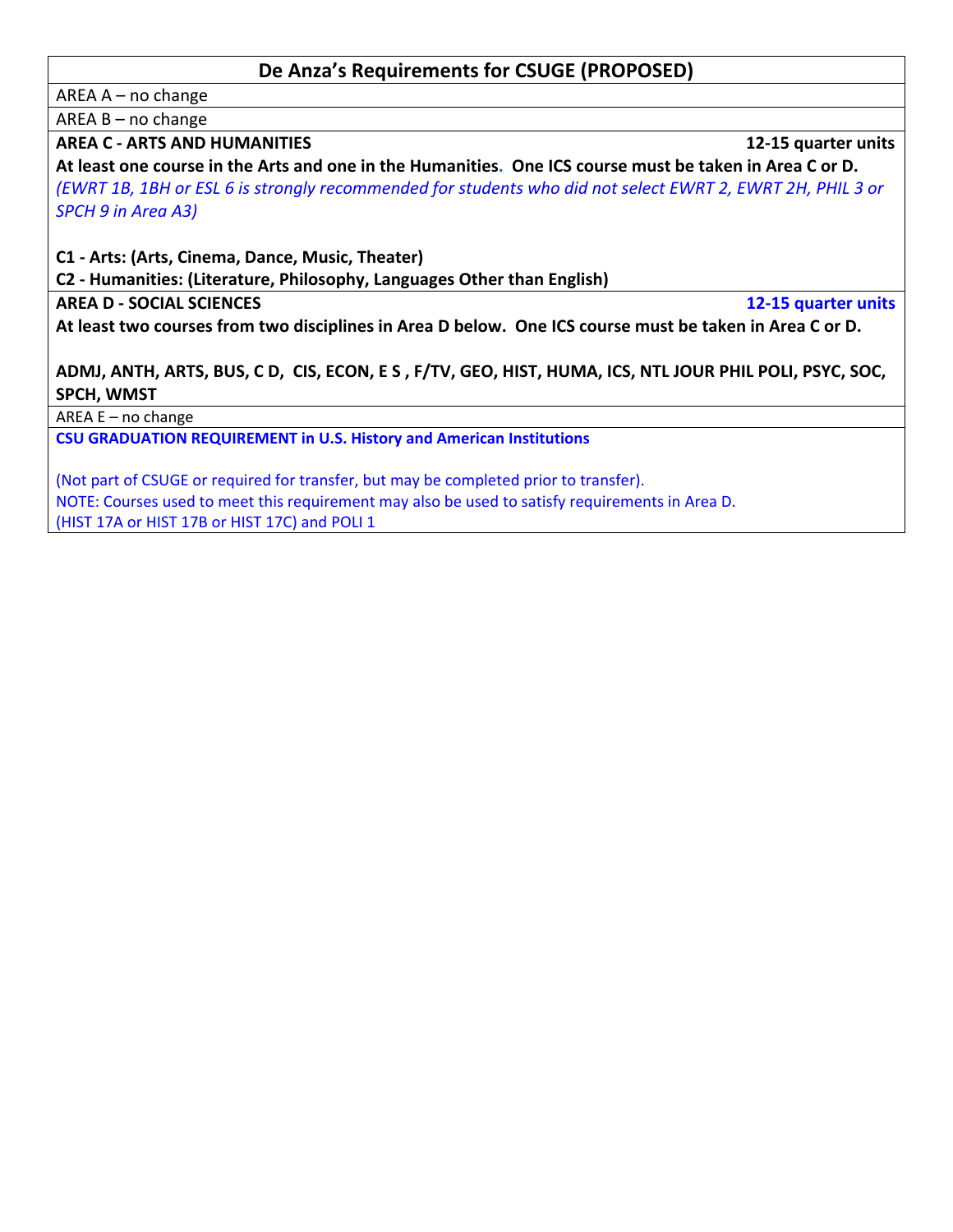## De Anza's Requirements for CSUGE (PROPOSED)

AREA A – no change

AREA B – no change

**AREA C - ARTS AND HUMANITIES** **12-15 quarter units**

**At least one course in the Arts and one in the Humanities. One ICS course must be taken in Area C or D.**

*(EWRT 1B, 1BH or ESL 6 is strongly recommended for students who did not select EWRT 2, EWRT 2H, PHIL 3 or SPCH 9 in Area A3)*

**C1 - Arts: (Arts, Cinema, Dance, Music, Theater)**

**C2 - Humanities: (Literature, Philosophy, Languages Other than English)**

**AREA D - SOCIAL SCIENCES** **12-15 quarter units**

**At least two courses from two disciplines in Area D below. One ICS course must be taken in Area C or D.**

**ADMJ, ANTH, ARTS, BUS, C D, CIS, ECON, E S , F/TV, GEO, HIST, HUMA, ICS, NTL JOUR PHIL POLI, PSYC, SOC, SPCH, WMST**

AREA E – no change

**CSU GRADUATION REQUIREMENT in U.S. History and American Institutions**

(Not part of CSUGE or required for transfer, but may be completed prior to transfer).

NOTE: Courses used to meet this requirement may also be used to satisfy requirements in Area D.

(HIST 17A or HIST 17B or HIST 17C) and POLI 1